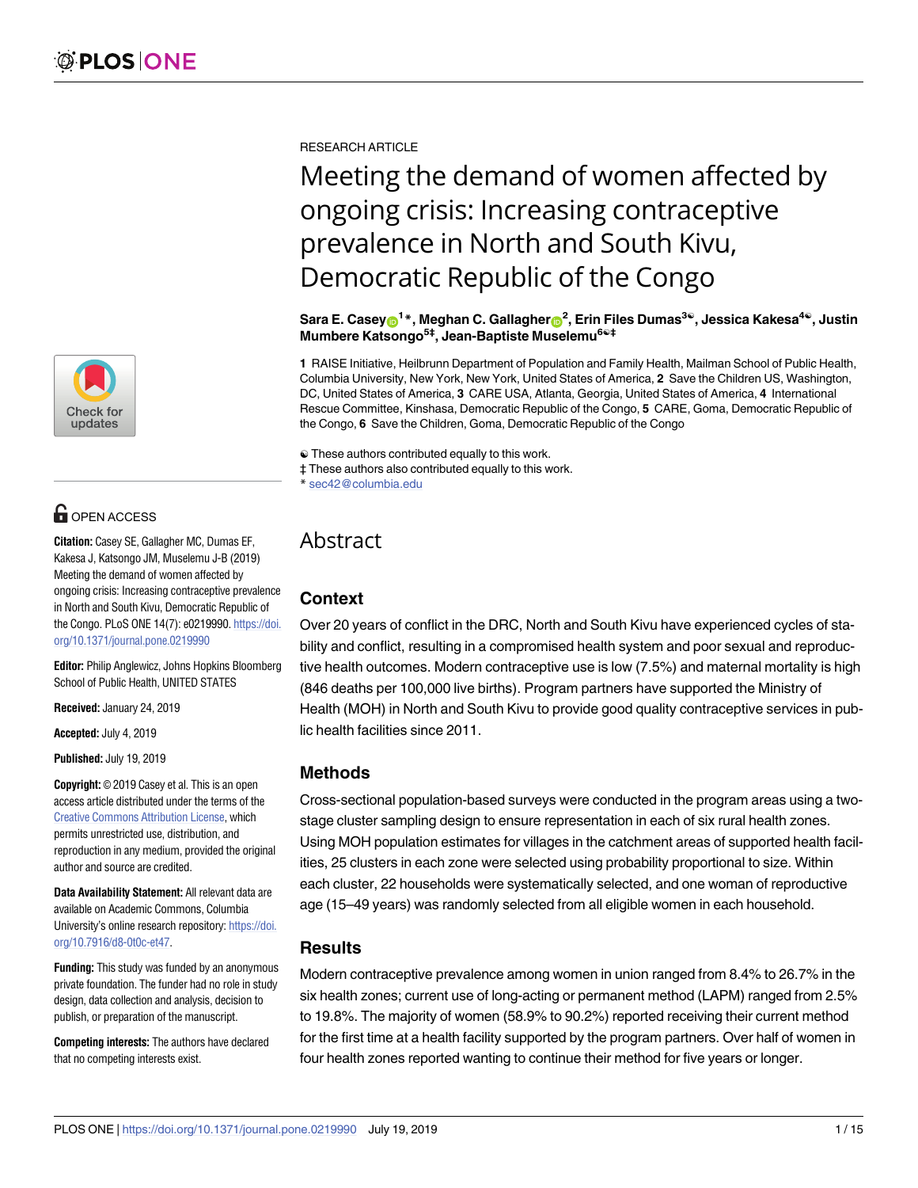RESEARCH ARTICLE

# Meeting the demand of women affected by ongoing crisis: Increasing contraceptive prevalence in North and South Kivu, Democratic Republic of the Congo

**Sara E. Casey[1]*, Meghan C. Gallagher[2], Erin Files Dumas[3☯], Jessica Kakesa[4☯], Justin Mumbere Katsongo[5‡], Jean-Baptiste Muselemu[6☯‡]**

**1** RAISE Initiative, Heilbrunn Department of Population and Family Health, Mailman School of Public Health, Columbia University, New York, New York, United States of America, **2** Save the Children US, Washington, DC, United States of America, **3** CARE USA, Atlanta, Georgia, United States of America, **4** International Rescue Committee, Kinshasa, Democratic Republic of the Congo, **5** CARE, Goma, Democratic Republic of the Congo, **6** Save the Children, Goma, Democratic Republic of the Congo

☯ These authors contributed equally to this work.
‡ These authors also contributed equally to this work.
* sec42@columbia.edu

OPEN ACCESS

**Citation:** Casey SE, Gallagher MC, Dumas EF, Kakesa J, Katsongo JM, Muselemu J-B (2019) Meeting the demand of women affected by ongoing crisis: Increasing contraceptive prevalence in North and South Kivu, Democratic Republic of the Congo. PLoS ONE 14(7): e0219990. https://doi.org/10.1371/journal.pone.0219990

**Editor:** Philip Anglewicz, Johns Hopkins Bloomberg School of Public Health, UNITED STATES

**Received:** January 24, 2019

**Accepted:** July 4, 2019

**Published:** July 19, 2019

**Copyright:** © 2019 Casey et al. This is an open access article distributed under the terms of the Creative Commons Attribution License, which permits unrestricted use, distribution, and reproduction in any medium, provided the original author and source are credited.

**Data Availability Statement:** All relevant data are available on Academic Commons, Columbia University's online research repository: https://doi.org/10.7916/d8-0t0c-et47.

**Funding:** This study was funded by an anonymous private foundation. The funder had no role in study design, data collection and analysis, decision to publish, or preparation of the manuscript.

**Competing interests:** The authors have declared that no competing interests exist.

## Abstract

### Context

Over 20 years of conflict in the DRC, North and South Kivu have experienced cycles of stability and conflict, resulting in a compromised health system and poor sexual and reproductive health outcomes. Modern contraceptive use is low (7.5%) and maternal mortality is high (846 deaths per 100,000 live births). Program partners have supported the Ministry of Health (MOH) in North and South Kivu to provide good quality contraceptive services in public health facilities since 2011.

### Methods

Cross-sectional population-based surveys were conducted in the program areas using a two-stage cluster sampling design to ensure representation in each of six rural health zones. Using MOH population estimates for villages in the catchment areas of supported health facilities, 25 clusters in each zone were selected using probability proportional to size. Within each cluster, 22 households were systematically selected, and one woman of reproductive age (15–49 years) was randomly selected from all eligible women in each household.

### Results

Modern contraceptive prevalence among women in union ranged from 8.4% to 26.7% in the six health zones; current use of long-acting or permanent method (LAPM) ranged from 2.5% to 19.8%. The majority of women (58.9% to 90.2%) reported receiving their current method for the first time at a health facility supported by the program partners. Over half of women in four health zones reported wanting to continue their method for five years or longer.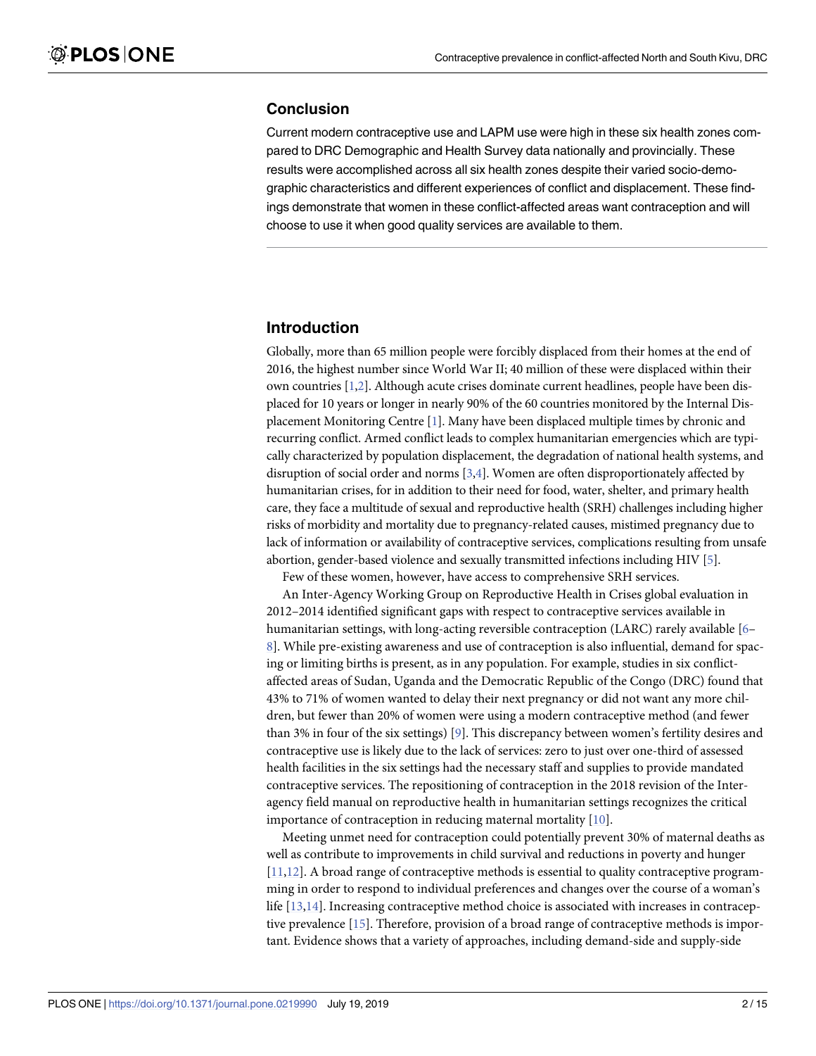## Conclusion

Current modern contraceptive use and LAPM use were high in these six health zones compared to DRC Demographic and Health Survey data nationally and provincially. These results were accomplished across all six health zones despite their varied socio-demographic characteristics and different experiences of conflict and displacement. These findings demonstrate that women in these conflict-affected areas want contraception and will choose to use it when good quality services are available to them.

## Introduction

Globally, more than 65 million people were forcibly displaced from their homes at the end of 2016, the highest number since World War II; 40 million of these were displaced within their own countries [1,2]. Although acute crises dominate current headlines, people have been displaced for 10 years or longer in nearly 90% of the 60 countries monitored by the Internal Displacement Monitoring Centre [1]. Many have been displaced multiple times by chronic and recurring conflict. Armed conflict leads to complex humanitarian emergencies which are typically characterized by population displacement, the degradation of national health systems, and disruption of social order and norms [3,4]. Women are often disproportionately affected by humanitarian crises, for in addition to their need for food, water, shelter, and primary health care, they face a multitude of sexual and reproductive health (SRH) challenges including higher risks of morbidity and mortality due to pregnancy-related causes, mistimed pregnancy due to lack of information or availability of contraceptive services, complications resulting from unsafe abortion, gender-based violence and sexually transmitted infections including HIV [5].

Few of these women, however, have access to comprehensive SRH services.

An Inter-Agency Working Group on Reproductive Health in Crises global evaluation in 2012–2014 identified significant gaps with respect to contraceptive services available in humanitarian settings, with long-acting reversible contraception (LARC) rarely available [6–8]. While pre-existing awareness and use of contraception is also influential, demand for spacing or limiting births is present, as in any population. For example, studies in six conflict-affected areas of Sudan, Uganda and the Democratic Republic of the Congo (DRC) found that 43% to 71% of women wanted to delay their next pregnancy or did not want any more children, but fewer than 20% of women were using a modern contraceptive method (and fewer than 3% in four of the six settings) [9]. This discrepancy between women's fertility desires and contraceptive use is likely due to the lack of services: zero to just over one-third of assessed health facilities in the six settings had the necessary staff and supplies to provide mandated contraceptive services. The repositioning of contraception in the 2018 revision of the Inter-agency field manual on reproductive health in humanitarian settings recognizes the critical importance of contraception in reducing maternal mortality [10].

Meeting unmet need for contraception could potentially prevent 30% of maternal deaths as well as contribute to improvements in child survival and reductions in poverty and hunger [11,12]. A broad range of contraceptive methods is essential to quality contraceptive programming in order to respond to individual preferences and changes over the course of a woman's life [13,14]. Increasing contraceptive method choice is associated with increases in contraceptive prevalence [15]. Therefore, provision of a broad range of contraceptive methods is important. Evidence shows that a variety of approaches, including demand-side and supply-side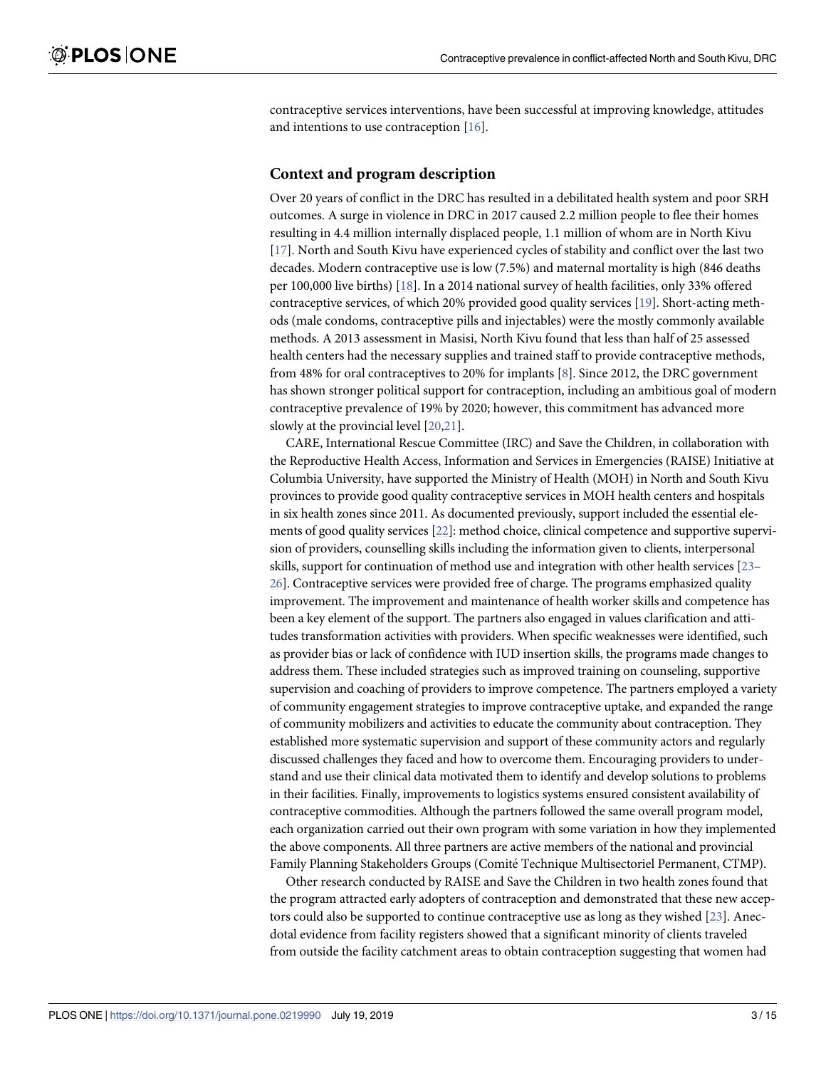contraceptive services interventions, have been successful at improving knowledge, attitudes and intentions to use contraception [16].

## Context and program description

Over 20 years of conflict in the DRC has resulted in a debilitated health system and poor SRH outcomes. A surge in violence in DRC in 2017 caused 2.2 million people to flee their homes resulting in 4.4 million internally displaced people, 1.1 million of whom are in North Kivu [17]. North and South Kivu have experienced cycles of stability and conflict over the last two decades. Modern contraceptive use is low (7.5%) and maternal mortality is high (846 deaths per 100,000 live births) [18]. In a 2014 national survey of health facilities, only 33% offered contraceptive services, of which 20% provided good quality services [19]. Short-acting methods (male condoms, contraceptive pills and injectables) were the mostly commonly available methods. A 2013 assessment in Masisi, North Kivu found that less than half of 25 assessed health centers had the necessary supplies and trained staff to provide contraceptive methods, from 48% for oral contraceptives to 20% for implants [8]. Since 2012, the DRC government has shown stronger political support for contraception, including an ambitious goal of modern contraceptive prevalence of 19% by 2020; however, this commitment has advanced more slowly at the provincial level [20,21].

CARE, International Rescue Committee (IRC) and Save the Children, in collaboration with the Reproductive Health Access, Information and Services in Emergencies (RAISE) Initiative at Columbia University, have supported the Ministry of Health (MOH) in North and South Kivu provinces to provide good quality contraceptive services in MOH health centers and hospitals in six health zones since 2011. As documented previously, support included the essential elements of good quality services [22]: method choice, clinical competence and supportive supervision of providers, counselling skills including the information given to clients, interpersonal skills, support for continuation of method use and integration with other health services [23–26]. Contraceptive services were provided free of charge. The programs emphasized quality improvement. The improvement and maintenance of health worker skills and competence has been a key element of the support. The partners also engaged in values clarification and attitudes transformation activities with providers. When specific weaknesses were identified, such as provider bias or lack of confidence with IUD insertion skills, the programs made changes to address them. These included strategies such as improved training on counseling, supportive supervision and coaching of providers to improve competence. The partners employed a variety of community engagement strategies to improve contraceptive uptake, and expanded the range of community mobilizers and activities to educate the community about contraception. They established more systematic supervision and support of these community actors and regularly discussed challenges they faced and how to overcome them. Encouraging providers to understand and use their clinical data motivated them to identify and develop solutions to problems in their facilities. Finally, improvements to logistics systems ensured consistent availability of contraceptive commodities. Although the partners followed the same overall program model, each organization carried out their own program with some variation in how they implemented the above components. All three partners are active members of the national and provincial Family Planning Stakeholders Groups (Comité Technique Multisectoriel Permanent, CTMP).

Other research conducted by RAISE and Save the Children in two health zones found that the program attracted early adopters of contraception and demonstrated that these new acceptors could also be supported to continue contraceptive use as long as they wished [23]. Anecdotal evidence from facility registers showed that a significant minority of clients traveled from outside the facility catchment areas to obtain contraception suggesting that women had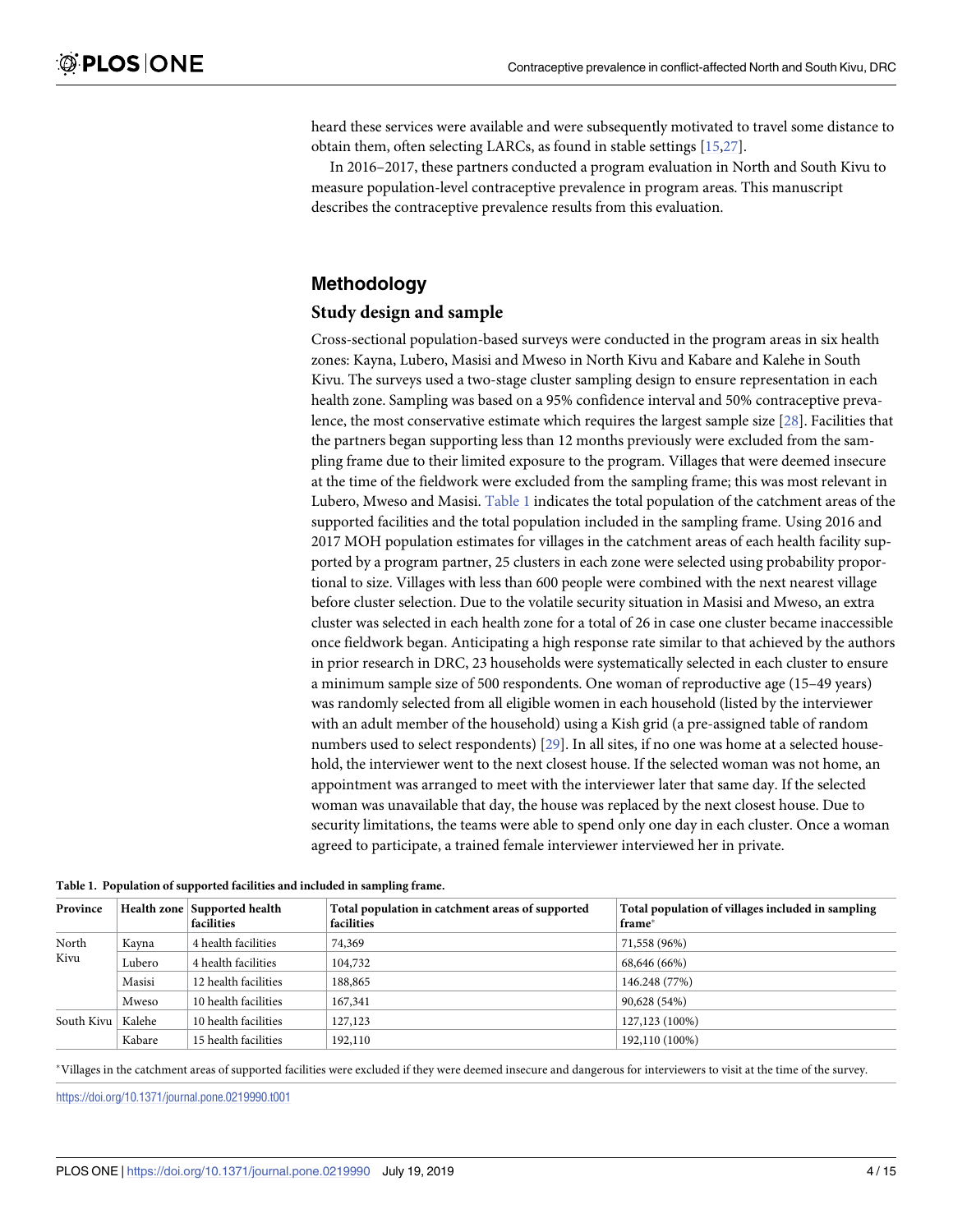heard these services were available and were subsequently motivated to travel some distance to obtain them, often selecting LARCs, as found in stable settings [15,27].

In 2016–2017, these partners conducted a program evaluation in North and South Kivu to measure population-level contraceptive prevalence in program areas. This manuscript describes the contraceptive prevalence results from this evaluation.

## Methodology

### Study design and sample

Cross-sectional population-based surveys were conducted in the program areas in six health zones: Kayna, Lubero, Masisi and Mweso in North Kivu and Kabare and Kalehe in South Kivu. The surveys used a two-stage cluster sampling design to ensure representation in each health zone. Sampling was based on a 95% confidence interval and 50% contraceptive prevalence, the most conservative estimate which requires the largest sample size [28]. Facilities that the partners began supporting less than 12 months previously were excluded from the sampling frame due to their limited exposure to the program. Villages that were deemed insecure at the time of the fieldwork were excluded from the sampling frame; this was most relevant in Lubero, Mweso and Masisi. Table 1 indicates the total population of the catchment areas of the supported facilities and the total population included in the sampling frame. Using 2016 and 2017 MOH population estimates for villages in the catchment areas of each health facility supported by a program partner, 25 clusters in each zone were selected using probability proportional to size. Villages with less than 600 people were combined with the next nearest village before cluster selection. Due to the volatile security situation in Masisi and Mweso, an extra cluster was selected in each health zone for a total of 26 in case one cluster became inaccessible once fieldwork began. Anticipating a high response rate similar to that achieved by the authors in prior research in DRC, 23 households were systematically selected in each cluster to ensure a minimum sample size of 500 respondents. One woman of reproductive age (15–49 years) was randomly selected from all eligible women in each household (listed by the interviewer with an adult member of the household) using a Kish grid (a pre-assigned table of random numbers used to select respondents) [29]. In all sites, if no one was home at a selected household, the interviewer went to the next closest house. If the selected woman was not home, an appointment was arranged to meet with the interviewer later that same day. If the selected woman was unavailable that day, the house was replaced by the next closest house. Due to security limitations, the teams were able to spend only one day in each cluster. Once a woman agreed to participate, a trained female interviewer interviewed her in private.

**Table 1. Population of supported facilities and included in sampling frame.**

| Province | Health zone | Supported health facilities | Total population in catchment areas of supported facilities | Total population of villages included in sampling frame* |
|---|---|---|---|---|
| North Kivu | Kayna | 4 health facilities | 74,369 | 71,558 (96%) |
| | Lubero | 4 health facilities | 104,732 | 68,646 (66%) |
| | Masisi | 12 health facilities | 188,865 | 146.248 (77%) |
| | Mweso | 10 health facilities | 167,341 | 90,628 (54%) |
| South Kivu | Kalehe | 10 health facilities | 127,123 | 127,123 (100%) |
| | Kabare | 15 health facilities | 192,110 | 192,110 (100%) |

*Villages in the catchment areas of supported facilities were excluded if they were deemed insecure and dangerous for interviewers to visit at the time of the survey.

https://doi.org/10.1371/journal.pone.0219990.t001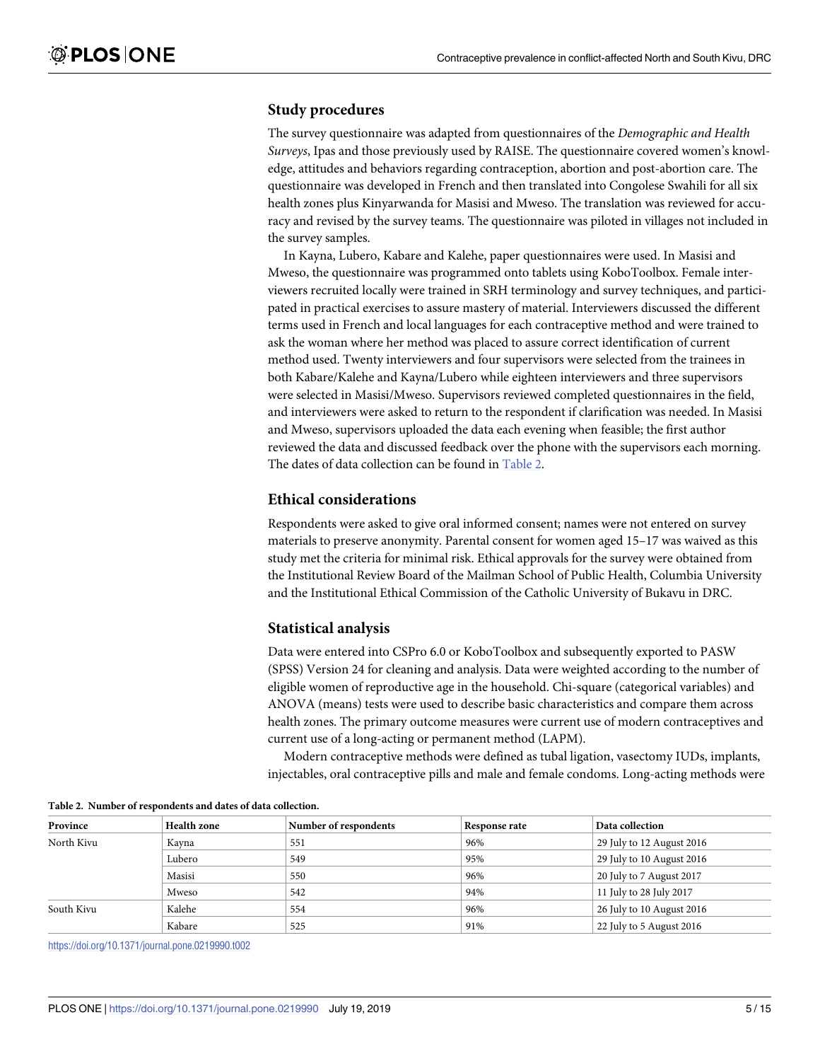## Study procedures

The survey questionnaire was adapted from questionnaires of the *Demographic and Health Surveys*, Ipas and those previously used by RAISE. The questionnaire covered women's knowledge, attitudes and behaviors regarding contraception, abortion and post-abortion care. The questionnaire was developed in French and then translated into Congolese Swahili for all six health zones plus Kinyarwanda for Masisi and Mweso. The translation was reviewed for accuracy and revised by the survey teams. The questionnaire was piloted in villages not included in the survey samples.

In Kayna, Lubero, Kabare and Kalehe, paper questionnaires were used. In Masisi and Mweso, the questionnaire was programmed onto tablets using KoboToolbox. Female interviewers recruited locally were trained in SRH terminology and survey techniques, and participated in practical exercises to assure mastery of material. Interviewers discussed the different terms used in French and local languages for each contraceptive method and were trained to ask the woman where her method was placed to assure correct identification of current method used. Twenty interviewers and four supervisors were selected from the trainees in both Kabare/Kalehe and Kayna/Lubero while eighteen interviewers and three supervisors were selected in Masisi/Mweso. Supervisors reviewed completed questionnaires in the field, and interviewers were asked to return to the respondent if clarification was needed. In Masisi and Mweso, supervisors uploaded the data each evening when feasible; the first author reviewed the data and discussed feedback over the phone with the supervisors each morning. The dates of data collection can be found in Table 2.

## Ethical considerations

Respondents were asked to give oral informed consent; names were not entered on survey materials to preserve anonymity. Parental consent for women aged 15–17 was waived as this study met the criteria for minimal risk. Ethical approvals for the survey were obtained from the Institutional Review Board of the Mailman School of Public Health, Columbia University and the Institutional Ethical Commission of the Catholic University of Bukavu in DRC.

## Statistical analysis

Data were entered into CSPro 6.0 or KoboToolbox and subsequently exported to PASW (SPSS) Version 24 for cleaning and analysis. Data were weighted according to the number of eligible women of reproductive age in the household. Chi-square (categorical variables) and ANOVA (means) tests were used to describe basic characteristics and compare them across health zones. The primary outcome measures were current use of modern contraceptives and current use of a long-acting or permanent method (LAPM).

Modern contraceptive methods were defined as tubal ligation, vasectomy IUDs, implants, injectables, oral contraceptive pills and male and female condoms. Long-acting methods were

**Table 2. Number of respondents and dates of data collection.**

| Province | Health zone | Number of respondents | Response rate | Data collection |
|---|---|---|---|---|
| North Kivu | Kayna | 551 | 96% | 29 July to 12 August 2016 |
| | Lubero | 549 | 95% | 29 July to 10 August 2016 |
| | Masisi | 550 | 96% | 20 July to 7 August 2017 |
| | Mweso | 542 | 94% | 11 July to 28 July 2017 |
| South Kivu | Kalehe | 554 | 96% | 26 July to 10 August 2016 |
| | Kabare | 525 | 91% | 22 July to 5 August 2016 |

https://doi.org/10.1371/journal.pone.0219990.t002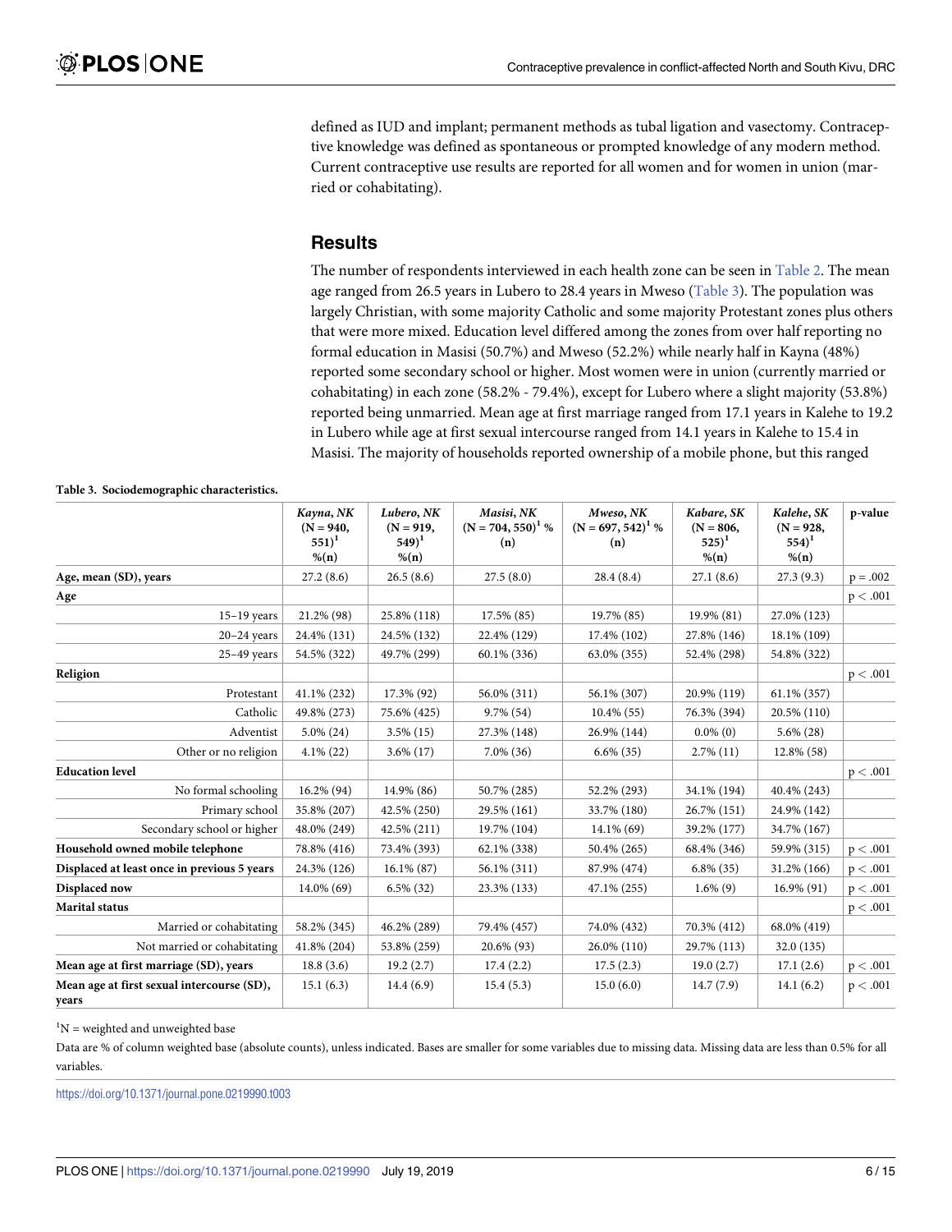defined as IUD and implant; permanent methods as tubal ligation and vasectomy. Contraceptive knowledge was defined as spontaneous or prompted knowledge of any modern method. Current contraceptive use results are reported for all women and for women in union (married or cohabitating).

## Results

The number of respondents interviewed in each health zone can be seen in Table 2. The mean age ranged from 26.5 years in Lubero to 28.4 years in Mweso (Table 3). The population was largely Christian, with some majority Catholic and some majority Protestant zones plus others that were more mixed. Education level differed among the zones from over half reporting no formal education in Masisi (50.7%) and Mweso (52.2%) while nearly half in Kayna (48%) reported some secondary school or higher. Most women were in union (currently married or cohabitating) in each zone (58.2% - 79.4%), except for Lubero where a slight majority (53.8%) reported being unmarried. Mean age at first marriage ranged from 17.1 years in Kalehe to 19.2 in Lubero while age at first sexual intercourse ranged from 14.1 years in Kalehe to 15.4 in Masisi. The majority of households reported ownership of a mobile phone, but this ranged

**Table 3. Sociodemographic characteristics.**

| | *Kayna, NK* (N = 940, 551)[1] %(n) | *Lubero, NK* (N = 919, 549)[1] %(n) | *Masisi, NK* (N = 704, 550)[1] % (n) | *Mweso, NK* (N = 697, 542)[1] % (n) | *Kabare, SK* (N = 806, 525)[1] %(n) | *Kalehe, SK* (N = 928, 554)[1] %(n) | p-value |
|---|---|---|---|---|---|---|---|
| **Age, mean (SD), years** | 27.2 (8.6) | 26.5 (8.6) | 27.5 (8.0) | 28.4 (8.4) | 27.1 (8.6) | 27.3 (9.3) | p = .002 |
| **Age** | | | | | | | p < .001 |
| 15–19 years | 21.2% (98) | 25.8% (118) | 17.5% (85) | 19.7% (85) | 19.9% (81) | 27.0% (123) | |
| 20–24 years | 24.4% (131) | 24.5% (132) | 22.4% (129) | 17.4% (102) | 27.8% (146) | 18.1% (109) | |
| 25–49 years | 54.5% (322) | 49.7% (299) | 60.1% (336) | 63.0% (355) | 52.4% (298) | 54.8% (322) | |
| **Religion** | | | | | | | p < .001 |
| Protestant | 41.1% (232) | 17.3% (92) | 56.0% (311) | 56.1% (307) | 20.9% (119) | 61.1% (357) | |
| Catholic | 49.8% (273) | 75.6% (425) | 9.7% (54) | 10.4% (55) | 76.3% (394) | 20.5% (110) | |
| Adventist | 5.0% (24) | 3.5% (15) | 27.3% (148) | 26.9% (144) | 0.0% (0) | 5.6% (28) | |
| Other or no religion | 4.1% (22) | 3.6% (17) | 7.0% (36) | 6.6% (35) | 2.7% (11) | 12.8% (58) | |
| **Education level** | | | | | | | p < .001 |
| No formal schooling | 16.2% (94) | 14.9% (86) | 50.7% (285) | 52.2% (293) | 34.1% (194) | 40.4% (243) | |
| Primary school | 35.8% (207) | 42.5% (250) | 29.5% (161) | 33.7% (180) | 26.7% (151) | 24.9% (142) | |
| Secondary school or higher | 48.0% (249) | 42.5% (211) | 19.7% (104) | 14.1% (69) | 39.2% (177) | 34.7% (167) | |
| **Household owned mobile telephone** | 78.8% (416) | 73.4% (393) | 62.1% (338) | 50.4% (265) | 68.4% (346) | 59.9% (315) | p < .001 |
| **Displaced at least once in previous 5 years** | 24.3% (126) | 16.1% (87) | 56.1% (311) | 87.9% (474) | 6.8% (35) | 31.2% (166) | p < .001 |
| **Displaced now** | 14.0% (69) | 6.5% (32) | 23.3% (133) | 47.1% (255) | 1.6% (9) | 16.9% (91) | p < .001 |
| **Marital status** | | | | | | | p < .001 |
| Married or cohabitating | 58.2% (345) | 46.2% (289) | 79.4% (457) | 74.0% (432) | 70.3% (412) | 68.0% (419) | |
| Not married or cohabitating | 41.8% (204) | 53.8% (259) | 20.6% (93) | 26.0% (110) | 29.7% (113) | 32.0 (135) | |
| **Mean age at first marriage (SD), years** | 18.8 (3.6) | 19.2 (2.7) | 17.4 (2.2) | 17.5 (2.3) | 19.0 (2.7) | 17.1 (2.6) | p < .001 |
| **Mean age at first sexual intercourse (SD), years** | 15.1 (6.3) | 14.4 (6.9) | 15.4 (5.3) | 15.0 (6.0) | 14.7 (7.9) | 14.1 (6.2) | p < .001 |

[1]N = weighted and unweighted base

Data are % of column weighted base (absolute counts), unless indicated. Bases are smaller for some variables due to missing data. Missing data are less than 0.5% for all variables.

https://doi.org/10.1371/journal.pone.0219990.t003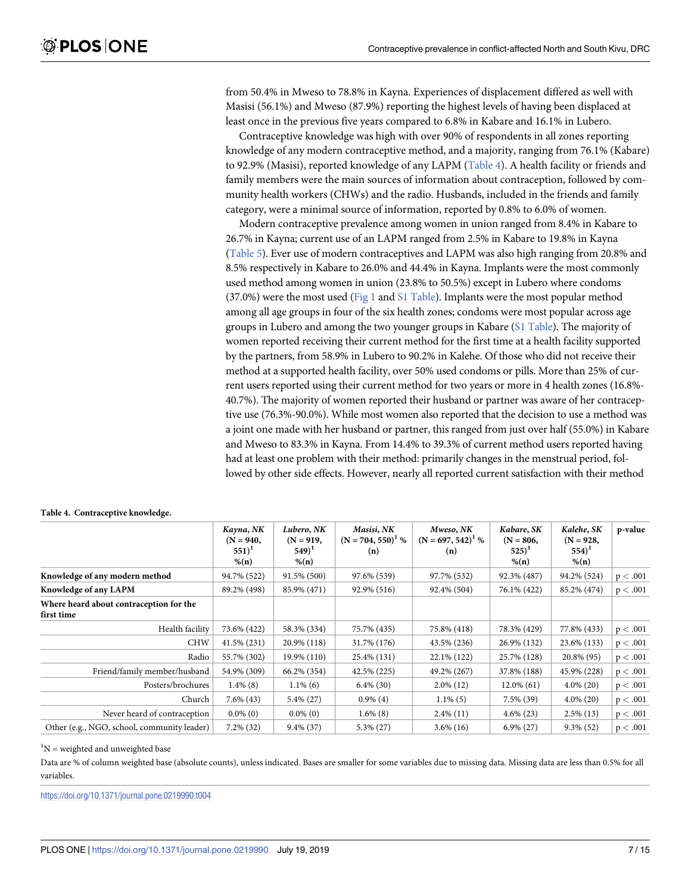from 50.4% in Mweso to 78.8% in Kayna. Experiences of displacement differed as well with Masisi (56.1%) and Mweso (87.9%) reporting the highest levels of having been displaced at least once in the previous five years compared to 6.8% in Kabare and 16.1% in Lubero.

Contraceptive knowledge was high with over 90% of respondents in all zones reporting knowledge of any modern contraceptive method, and a majority, ranging from 76.1% (Kabare) to 92.9% (Masisi), reported knowledge of any LAPM (Table 4). A health facility or friends and family members were the main sources of information about contraception, followed by community health workers (CHWs) and the radio. Husbands, included in the friends and family category, were a minimal source of information, reported by 0.8% to 6.0% of women.

Modern contraceptive prevalence among women in union ranged from 8.4% in Kabare to 26.7% in Kayna; current use of an LAPM ranged from 2.5% in Kabare to 19.8% in Kayna (Table 5). Ever use of modern contraceptives and LAPM was also high ranging from 20.8% and 8.5% respectively in Kabare to 26.0% and 44.4% in Kayna. Implants were the most commonly used method among women in union (23.8% to 50.5%) except in Lubero where condoms (37.0%) were the most used (Fig 1 and S1 Table). Implants were the most popular method among all age groups in four of the six health zones; condoms were most popular across age groups in Lubero and among the two younger groups in Kabare (S1 Table). The majority of women reported receiving their current method for the first time at a health facility supported by the partners, from 58.9% in Lubero to 90.2% in Kalehe. Of those who did not receive their method at a supported health facility, over 50% used condoms or pills. More than 25% of current users reported using their current method for two years or more in 4 health zones (16.8%-40.7%). The majority of women reported their husband or partner was aware of her contraceptive use (76.3%-90.0%). While most women also reported that the decision to use a method was a joint one made with her husband or partner, this ranged from just over half (55.0%) in Kabare and Mweso to 83.3% in Kayna. From 14.4% to 39.3% of current method users reported having had at least one problem with their method: primarily changes in the menstrual period, followed by other side effects. However, nearly all reported current satisfaction with their method

**Table 4. Contraceptive knowledge.**

| | *Kayna, NK* (N = 940, 551)[1] %(n) | *Lubero, NK* (N = 919, 549)[1] %(n) | *Masisi, NK* (N = 704, 550)[1] % (n) | *Mweso, NK* (N = 697, 542)[1] % (n) | *Kabare, SK* (N = 806, 525)[1] %(n) | *Kalehe, SK* (N = 928, 554)[1] %(n) | p-value |
|---|---|---|---|---|---|---|---|
| **Knowledge of any modern method** | 94.7% (522) | 91.5% (500) | 97.6% (539) | 97.7% (532) | 92.3% (487) | 94.2% (524) | $p < .001$ |
| **Knowledge of any LAPM** | 89.2% (498) | 85.9% (471) | 92.9% (516) | 92.4% (504) | 76.1% (422) | 85.2% (474) | $p < .001$ |
| **Where heard about contraception for the first time** | | | | | | | |
| Health facility | 73.6% (422) | 58.3% (334) | 75.7% (435) | 75.8% (418) | 78.3% (429) | 77.8% (433) | $p < .001$ |
| CHW | 41.5% (231) | 20.9% (118) | 31.7% (176) | 43.5% (236) | 26.9% (132) | 23.6% (133) | $p < .001$ |
| Radio | 55.7% (302) | 19.9% (110) | 25.4% (131) | 22.1% (122) | 25.7% (128) | 20.8% (95) | $p < .001$ |
| Friend/family member/husband | 54.9% (309) | 66.2% (354) | 42.5% (225) | 49.2% (267) | 37.8% (188) | 45.9% (228) | $p < .001$ |
| Posters/brochures | 1.4% (8) | 1.1% (6) | 6.4% (30) | 2.0% (12) | 12.0% (61) | 4.0% (20) | $p < .001$ |
| Church | 7.6% (43) | 5.4% (27) | 0.9% (4) | 1.1% (5) | 7.5% (39) | 4.0% (20) | $p < .001$ |
| Never heard of contraception | 0.0% (0) | 0.0% (0) | 1.6% (8) | 2.4% (11) | 4.6% (23) | 2.5% (13) | $p < .001$ |
| Other (e.g., NGO, school, community leader) | 7.2% (32) | 9.4% (37) | 5.3% (27) | 3.6% (16) | 6.9% (27) | 9.3% (52) | $p < .001$ |

[1]N = weighted and unweighted base

Data are % of column weighted base (absolute counts), unless indicated. Bases are smaller for some variables due to missing data. Missing data are less than 0.5% for all variables.

https://doi.org/10.1371/journal.pone.0219990.t004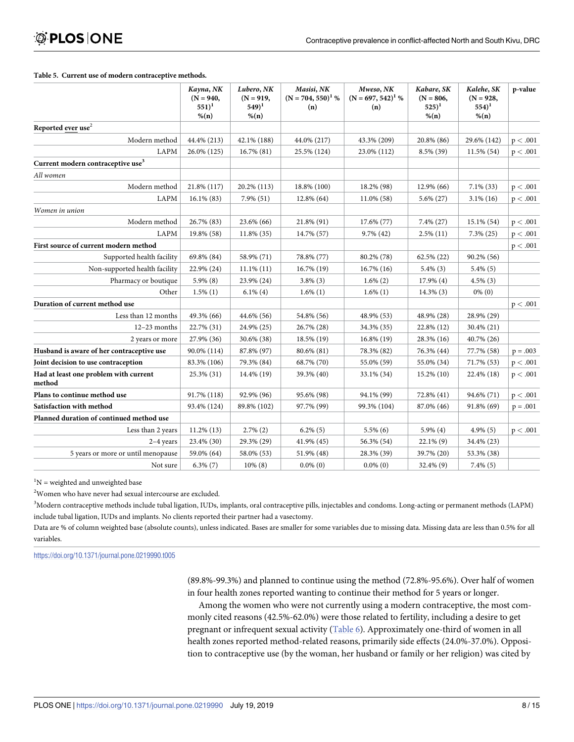**Table 5. Current use of modern contraceptive methods.**

| | *Kayna, NK* (N = 940, 551)[1] %(n) | *Lubero, NK* (N = 919, 549)[1] %(n) | *Masisi, NK* (N = 704, 550)[1] % (n) | *Mweso, NK* (N = 697, 542)[1] % (n) | *Kabare, SK* (N = 806, 525)[1] %(n) | *Kalehe, SK* (N = 928, 554)[1] %(n) | p-value |
|---|---|---|---|---|---|---|---|
| **Reported ever use**[2] | | | | | | | |
| Modern method | 44.4% (213) | 42.1% (188) | 44.0% (217) | 43.3% (209) | 20.8% (86) | 29.6% (142) | p < .001 |
| LAPM | 26.0% (125) | 16.7% (81) | 25.5% (124) | 23.0% (112) | 8.5% (39) | 11.5% (54) | p < .001 |
| **Current modern contraceptive use**[3] | | | | | | | |
| *All women* | | | | | | | |
| Modern method | 21.8% (117) | 20.2% (113) | 18.8% (100) | 18.2% (98) | 12.9% (66) | 7.1% (33) | p < .001 |
| LAPM | 16.1% (83) | 7.9% (51) | 12.8% (64) | 11.0% (58) | 5.6% (27) | 3.1% (16) | p < .001 |
| *Women in union* | | | | | | | |
| Modern method | 26.7% (83) | 23.6% (66) | 21.8% (91) | 17.6% (77) | 7.4% (27) | 15.1% (54) | p < .001 |
| LAPM | 19.8% (58) | 11.8% (35) | 14.7% (57) | 9.7% (42) | 2.5% (11) | 7.3% (25) | p < .001 |
| **First source of current modern method** | | | | | | | p < .001 |
| Supported health facility | 69.8% (84) | 58.9% (71) | 78.8% (77) | 80.2% (78) | 62.5% (22) | 90.2% (56) | |
| Non-supported health facility | 22.9% (24) | 11.1% (11) | 16.7% (19) | 16.7% (16) | 5.4% (3) | 5.4% (5) | |
| Pharmacy or boutique | 5.9% (8) | 23.9% (24) | 3.8% (3) | 1.6% (2) | 17.9% (4) | 4.5% (3) | |
| Other | 1.5% (1) | 6.1% (4) | 1.6% (1) | 1.6% (1) | 14.3% (3) | 0% (0) | |
| **Duration of current method use** | | | | | | | p < .001 |
| Less than 12 months | 49.3% (66) | 44.6% (56) | 54.8% (56) | 48.9% (53) | 48.9% (28) | 28.9% (29) | |
| 12–23 months | 22.7% (31) | 24.9% (25) | 26.7% (28) | 34.3% (35) | 22.8% (12) | 30.4% (21) | |
| 2 years or more | 27.9% (36) | 30.6% (38) | 18.5% (19) | 16.8% (19) | 28.3% (16) | 40.7% (26) | |
| **Husband is aware of her contraceptive use** | 90.0% (114) | 87.8% (97) | 80.6% (81) | 78.3% (82) | 76.3% (44) | 77.7% (58) | p = .003 |
| **Joint decision to use contraception** | 83.3% (106) | 79.3% (84) | 68.7% (70) | 55.0% (59) | 55.0% (34) | 71.7% (53) | p < .001 |
| **Had at least one problem with current method** | 25.3% (31) | 14.4% (19) | 39.3% (40) | 33.1% (34) | 15.2% (10) | 22.4% (18) | p < .001 |
| **Plans to continue method use** | 91.7% (118) | 92.9% (96) | 95.6% (98) | 94.1% (99) | 72.8% (41) | 94.6% (71) | p < .001 |
| **Satisfaction with method** | 93.4% (124) | 89.8% (102) | 97.7% (99) | 99.3% (104) | 87.0% (46) | 91.8% (69) | p = .001 |
| **Planned duration of continued method use** | | | | | | | |
| Less than 2 years | 11.2% (13) | 2.7% (2) | 6.2% (5) | 5.5% (6) | 5.9% (4) | 4.9% (5) | p < .001 |
| 2–4 years | 23.4% (30) | 29.3% (29) | 41.9% (45) | 56.3% (54) | 22.1% (9) | 34.4% (23) | |
| 5 years or more or until menopause | 59.0% (64) | 58.0% (53) | 51.9% (48) | 28.3% (39) | 39.7% (20) | 53.3% (38) | |
| Not sure | 6.3% (7) | 10% (8) | 0.0% (0) | 0.0% (0) | 32.4% (9) | 7.4% (5) | |

[1]N = weighted and unweighted base

[2]Women who have never had sexual intercourse are excluded.

[3]Modern contraceptive methods include tubal ligation, IUDs, implants, oral contraceptive pills, injectables and condoms. Long-acting or permanent methods (LAPM) include tubal ligation, IUDs and implants. No clients reported their partner had a vasectomy.

Data are % of column weighted base (absolute counts), unless indicated. Bases are smaller for some variables due to missing data. Missing data are less than 0.5% for all variables.

https://doi.org/10.1371/journal.pone.0219990.t005

(89.8%-99.3%) and planned to continue using the method (72.8%-95.6%). Over half of women in four health zones reported wanting to continue their method for 5 years or longer.

Among the women who were not currently using a modern contraceptive, the most commonly cited reasons (42.5%-62.0%) were those related to fertility, including a desire to get pregnant or infrequent sexual activity (Table 6). Approximately one-third of women in all health zones reported method-related reasons, primarily side effects (24.0%-37.0%). Opposition to contraceptive use (by the woman, her husband or family or her religion) was cited by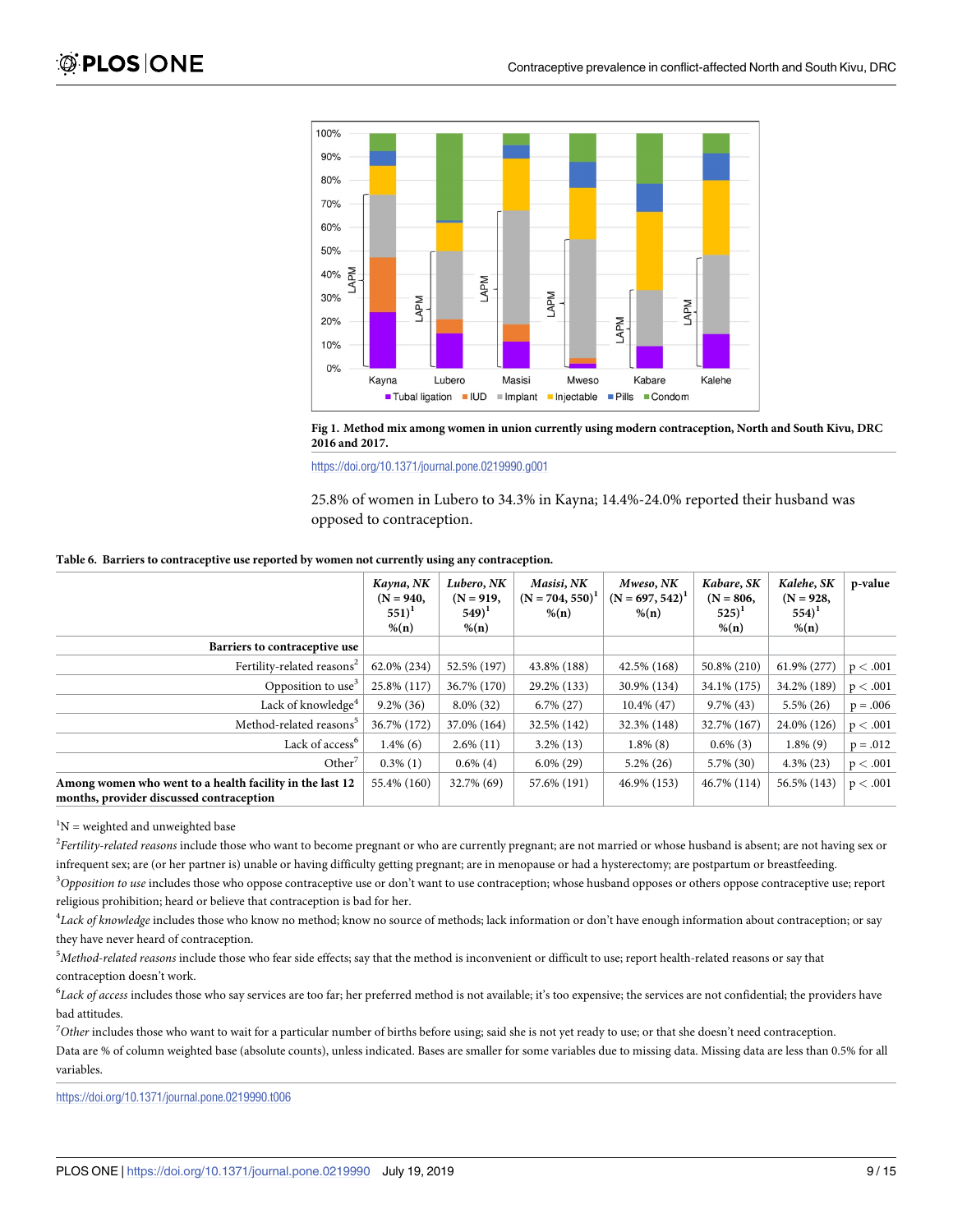Fig 1. **Method mix among women in union currently using modern contraception, North and South Kivu, DRC 2016 and 2017.**

https://doi.org/10.1371/journal.pone.0219990.g001

25.8% of women in Lubero to 34.3% in Kayna; 14.4%-24.0% reported their husband was opposed to contraception.

**Table 6. Barriers to contraceptive use reported by women not currently using any contraception.**

| | *Kayna, NK* (N = 940, 551)[1] %(n) | *Lubero, NK* (N = 919, 549)[1] %(n) | *Masisi, NK* (N = 704, 550)[1] %(n) | *Mweso, NK* (N = 697, 542)[1] %(n) | *Kabare, SK* (N = 806, 525)[1] %(n) | *Kalehe, SK* (N = 928, 554)[1] %(n) | p-value |
|---|---|---|---|---|---|---|---|
| **Barriers to contraceptive use** | | | | | | | |
| Fertility-related reasons[2] | 62.0% (234) | 52.5% (197) | 43.8% (188) | 42.5% (168) | 50.8% (210) | 61.9% (277) | $p < .001$ |
| Opposition to use[3] | 25.8% (117) | 36.7% (170) | 29.2% (133) | 30.9% (134) | 34.1% (175) | 34.2% (189) | $p < .001$ |
| Lack of knowledge[4] | 9.2% (36) | 8.0% (32) | 6.7% (27) | 10.4% (47) | 9.7% (43) | 5.5% (26) | $p = .006$ |
| Method-related reasons[5] | 36.7% (172) | 37.0% (164) | 32.5% (142) | 32.3% (148) | 32.7% (167) | 24.0% (126) | $p < .001$ |
| Lack of access[6] | 1.4% (6) | 2.6% (11) | 3.2% (13) | 1.8% (8) | 0.6% (3) | 1.8% (9) | $p = .012$ |
| Other[7] | 0.3% (1) | 0.6% (4) | 6.0% (29) | 5.2% (26) | 5.7% (30) | 4.3% (23) | $p < .001$ |
| **Among women who went to a health facility in the last 12 months, provider discussed contraception** | 55.4% (160) | 32.7% (69) | 57.6% (191) | 46.9% (153) | 46.7% (114) | 56.5% (143) | $p < .001$ |

[1]N = weighted and unweighted base

[2]*Fertility-related reasons* include those who want to become pregnant or who are currently pregnant; are not married or whose husband is absent; are not having sex or infrequent sex; are (or her partner is) unable or having difficulty getting pregnant; are in menopause or had a hysterectomy; are postpartum or breastfeeding.

[3]*Opposition to use* includes those who oppose contraceptive use or don't want to use contraception; whose husband opposes or others oppose contraceptive use; report religious prohibition; heard or believe that contraception is bad for her.

[4]*Lack of knowledge* includes those who know no method; know no source of methods; lack information or don't have enough information about contraception; or say they have never heard of contraception.

[5]*Method-related reasons* include those who fear side effects; say that the method is inconvenient or difficult to use; report health-related reasons or say that contraception doesn't work.

[6]*Lack of access* includes those who say services are too far; her preferred method is not available; it's too expensive; the services are not confidential; the providers have bad attitudes.

[7]*Other* includes those who want to wait for a particular number of births before using; said she is not yet ready to use; or that she doesn't need contraception.

Data are % of column weighted base (absolute counts), unless indicated. Bases are smaller for some variables due to missing data. Missing data are less than 0.5% for all variables.

https://doi.org/10.1371/journal.pone.0219990.t006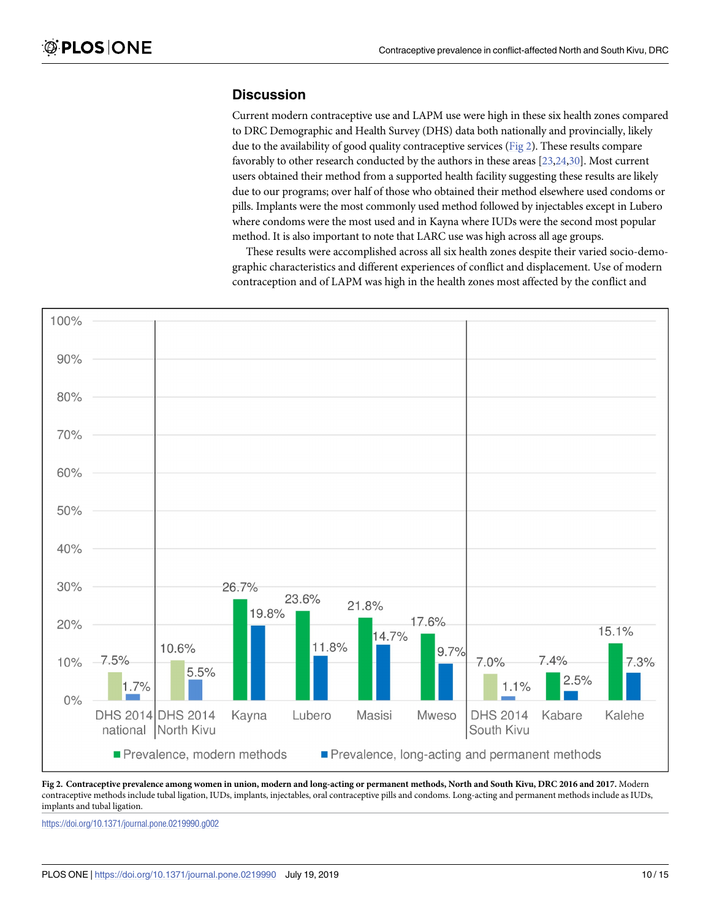## Discussion

Current modern contraceptive use and LAPM use were high in these six health zones compared to DRC Demographic and Health Survey (DHS) data both nationally and provincially, likely due to the availability of good quality contraceptive services (Fig 2). These results compare favorably to other research conducted by the authors in these areas [23,24,30]. Most current users obtained their method from a supported health facility suggesting these results are likely due to our programs; over half of those who obtained their method elsewhere used condoms or pills. Implants were the most commonly used method followed by injectables except in Lubero where condoms were the most used and in Kayna where IUDs were the second most popular method. It is also important to note that LARC use was high across all age groups.

These results were accomplished across all six health zones despite their varied socio-demographic characteristics and different experiences of conflict and displacement. Use of modern contraception and of LAPM was high in the health zones most affected by the conflict and

**Fig 2. Contraceptive prevalence among women in union, modern and long-acting or permanent methods, North and South Kivu, DRC 2016 and 2017.** Modern contraceptive methods include tubal ligation, IUDs, implants, injectables, oral contraceptive pills and condoms. Long-acting and permanent methods include as IUDs, implants and tubal ligation.

https://doi.org/10.1371/journal.pone.0219990.g002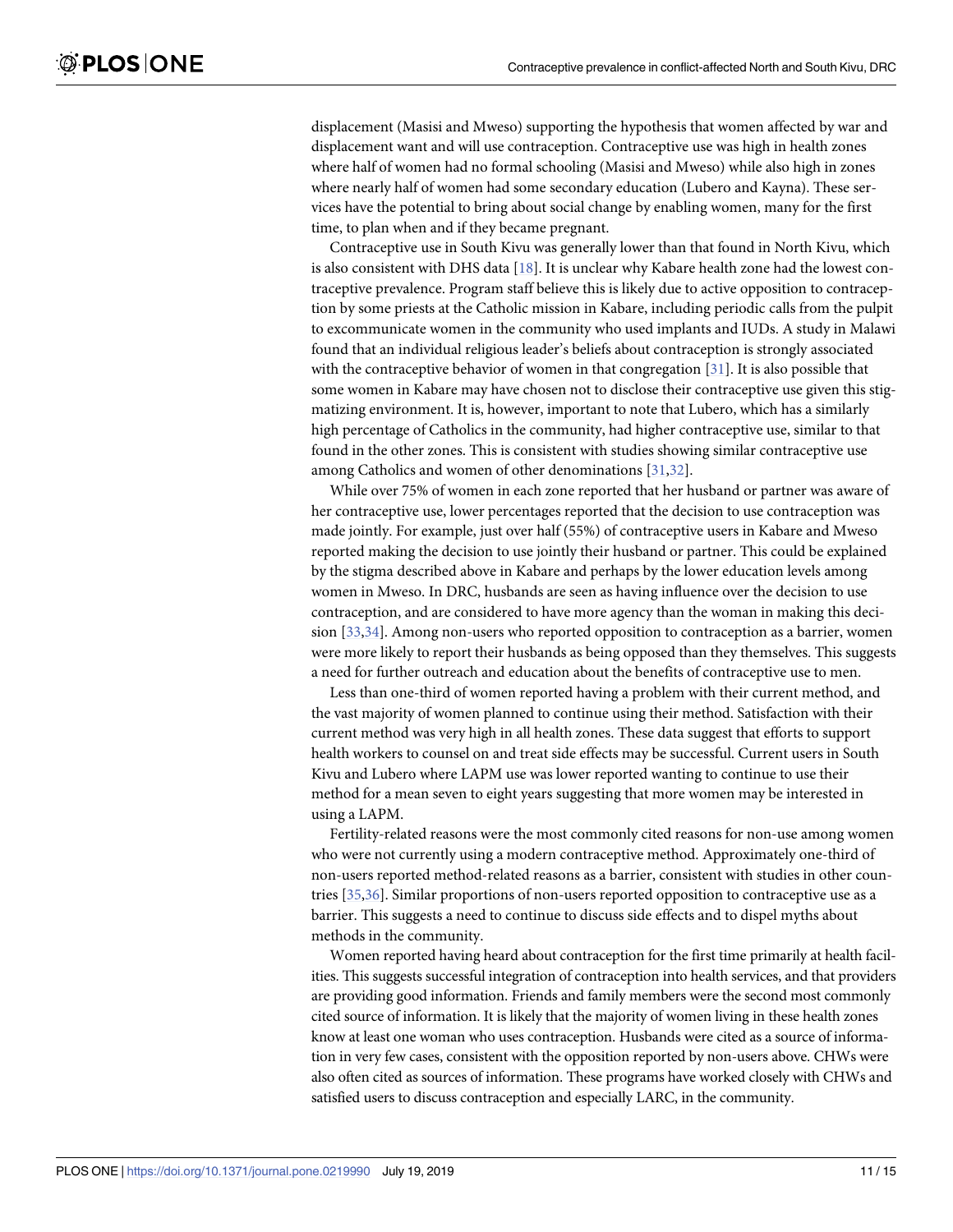displacement (Masisi and Mweso) supporting the hypothesis that women affected by war and displacement want and will use contraception. Contraceptive use was high in health zones where half of women had no formal schooling (Masisi and Mweso) while also high in zones where nearly half of women had some secondary education (Lubero and Kayna). These services have the potential to bring about social change by enabling women, many for the first time, to plan when and if they became pregnant.

Contraceptive use in South Kivu was generally lower than that found in North Kivu, which is also consistent with DHS data [18]. It is unclear why Kabare health zone had the lowest contraceptive prevalence. Program staff believe this is likely due to active opposition to contraception by some priests at the Catholic mission in Kabare, including periodic calls from the pulpit to excommunicate women in the community who used implants and IUDs. A study in Malawi found that an individual religious leader's beliefs about contraception is strongly associated with the contraceptive behavior of women in that congregation [31]. It is also possible that some women in Kabare may have chosen not to disclose their contraceptive use given this stigmatizing environment. It is, however, important to note that Lubero, which has a similarly high percentage of Catholics in the community, had higher contraceptive use, similar to that found in the other zones. This is consistent with studies showing similar contraceptive use among Catholics and women of other denominations [31,32].

While over 75% of women in each zone reported that her husband or partner was aware of her contraceptive use, lower percentages reported that the decision to use contraception was made jointly. For example, just over half (55%) of contraceptive users in Kabare and Mweso reported making the decision to use jointly their husband or partner. This could be explained by the stigma described above in Kabare and perhaps by the lower education levels among women in Mweso. In DRC, husbands are seen as having influence over the decision to use contraception, and are considered to have more agency than the woman in making this decision [33,34]. Among non-users who reported opposition to contraception as a barrier, women were more likely to report their husbands as being opposed than they themselves. This suggests a need for further outreach and education about the benefits of contraceptive use to men.

Less than one-third of women reported having a problem with their current method, and the vast majority of women planned to continue using their method. Satisfaction with their current method was very high in all health zones. These data suggest that efforts to support health workers to counsel on and treat side effects may be successful. Current users in South Kivu and Lubero where LAPM use was lower reported wanting to continue to use their method for a mean seven to eight years suggesting that more women may be interested in using a LAPM.

Fertility-related reasons were the most commonly cited reasons for non-use among women who were not currently using a modern contraceptive method. Approximately one-third of non-users reported method-related reasons as a barrier, consistent with studies in other countries [35,36]. Similar proportions of non-users reported opposition to contraceptive use as a barrier. This suggests a need to continue to discuss side effects and to dispel myths about methods in the community.

Women reported having heard about contraception for the first time primarily at health facilities. This suggests successful integration of contraception into health services, and that providers are providing good information. Friends and family members were the second most commonly cited source of information. It is likely that the majority of women living in these health zones know at least one woman who uses contraception. Husbands were cited as a source of information in very few cases, consistent with the opposition reported by non-users above. CHWs were also often cited as sources of information. These programs have worked closely with CHWs and satisfied users to discuss contraception and especially LARC, in the community.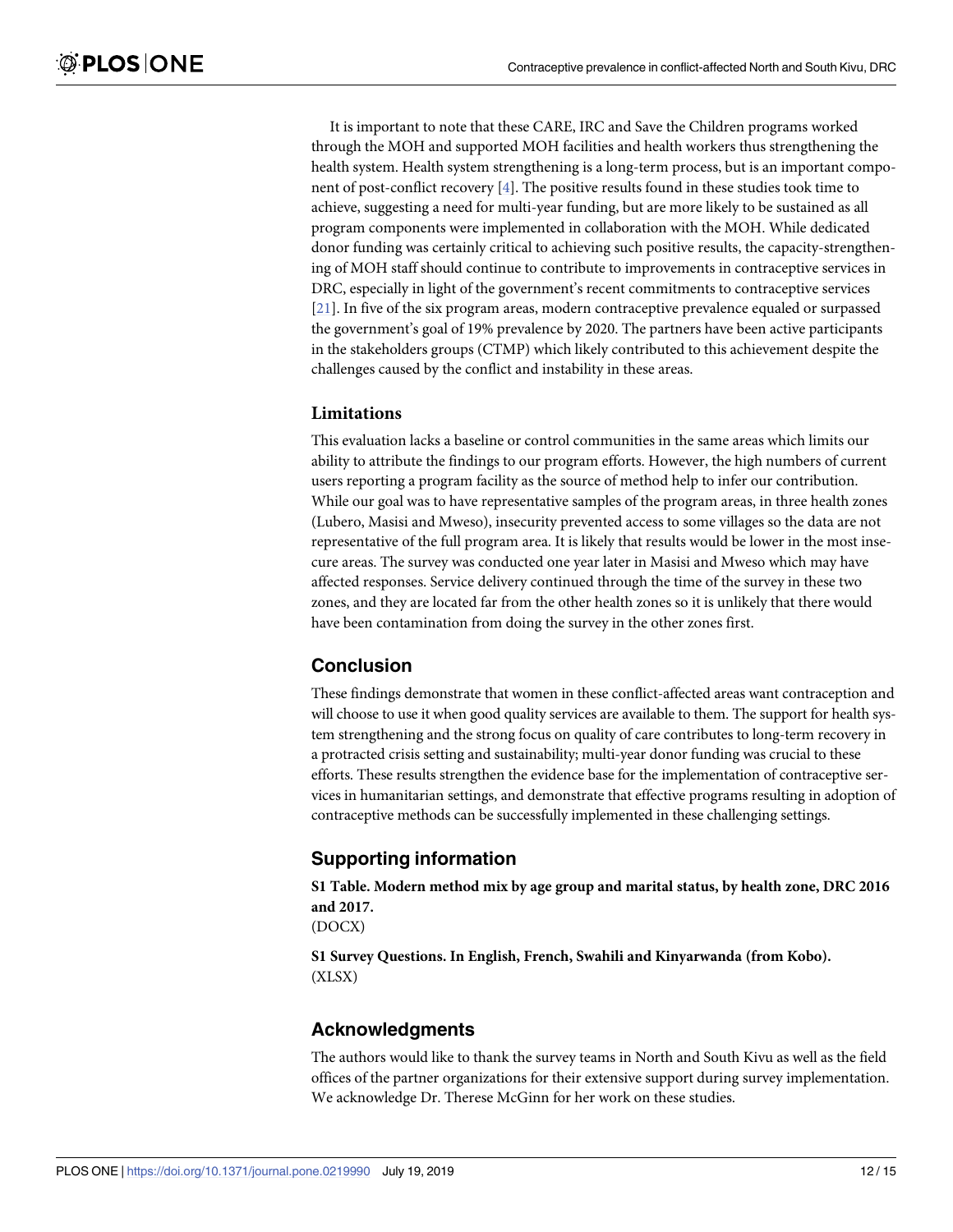It is important to note that these CARE, IRC and Save the Children programs worked through the MOH and supported MOH facilities and health workers thus strengthening the health system. Health system strengthening is a long-term process, but is an important component of post-conflict recovery [4]. The positive results found in these studies took time to achieve, suggesting a need for multi-year funding, but are more likely to be sustained as all program components were implemented in collaboration with the MOH. While dedicated donor funding was certainly critical to achieving such positive results, the capacity-strengthening of MOH staff should continue to contribute to improvements in contraceptive services in DRC, especially in light of the government's recent commitments to contraceptive services [21]. In five of the six program areas, modern contraceptive prevalence equaled or surpassed the government's goal of 19% prevalence by 2020. The partners have been active participants in the stakeholders groups (CTMP) which likely contributed to this achievement despite the challenges caused by the conflict and instability in these areas.

### Limitations

This evaluation lacks a baseline or control communities in the same areas which limits our ability to attribute the findings to our program efforts. However, the high numbers of current users reporting a program facility as the source of method help to infer our contribution. While our goal was to have representative samples of the program areas, in three health zones (Lubero, Masisi and Mweso), insecurity prevented access to some villages so the data are not representative of the full program area. It is likely that results would be lower in the most insecure areas. The survey was conducted one year later in Masisi and Mweso which may have affected responses. Service delivery continued through the time of the survey in these two zones, and they are located far from the other health zones so it is unlikely that there would have been contamination from doing the survey in the other zones first.

## Conclusion

These findings demonstrate that women in these conflict-affected areas want contraception and will choose to use it when good quality services are available to them. The support for health system strengthening and the strong focus on quality of care contributes to long-term recovery in a protracted crisis setting and sustainability; multi-year donor funding was crucial to these efforts. These results strengthen the evidence base for the implementation of contraceptive services in humanitarian settings, and demonstrate that effective programs resulting in adoption of contraceptive methods can be successfully implemented in these challenging settings.

## Supporting information

**S1 Table. Modern method mix by age group and marital status, by health zone, DRC 2016 and 2017.**
(DOCX)

**S1 Survey Questions. In English, French, Swahili and Kinyarwanda (from Kobo).**
(XLSX)

## Acknowledgments

The authors would like to thank the survey teams in North and South Kivu as well as the field offices of the partner organizations for their extensive support during survey implementation. We acknowledge Dr. Therese McGinn for her work on these studies.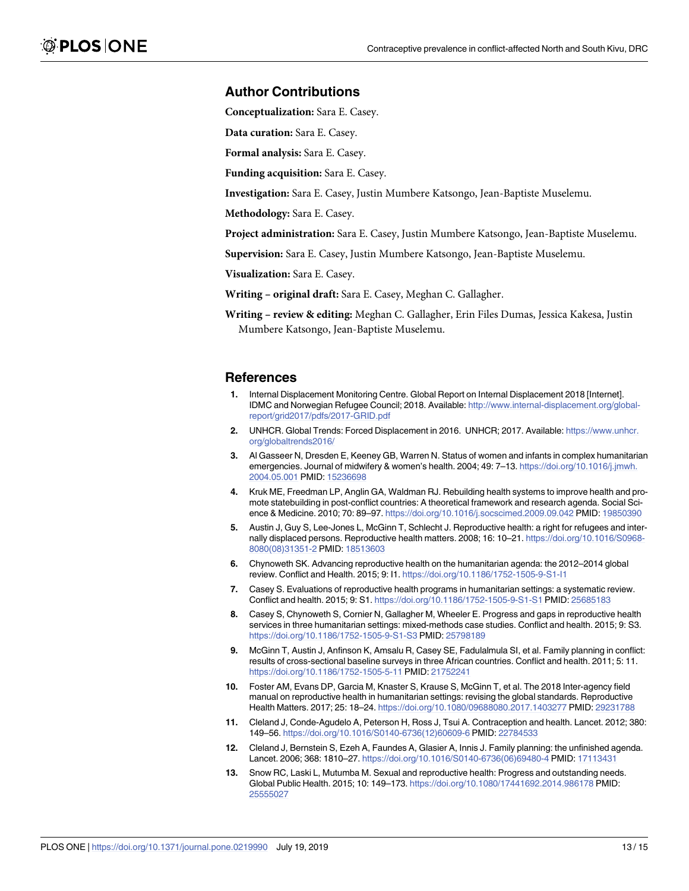## Author Contributions

**Conceptualization:** Sara E. Casey.

**Data curation:** Sara E. Casey.

**Formal analysis:** Sara E. Casey.

**Funding acquisition:** Sara E. Casey.

**Investigation:** Sara E. Casey, Justin Mumbere Katsongo, Jean-Baptiste Muselemu.

**Methodology:** Sara E. Casey.

**Project administration:** Sara E. Casey, Justin Mumbere Katsongo, Jean-Baptiste Muselemu.

**Supervision:** Sara E. Casey, Justin Mumbere Katsongo, Jean-Baptiste Muselemu.

**Visualization:** Sara E. Casey.

**Writing – original draft:** Sara E. Casey, Meghan C. Gallagher.

**Writing – review & editing:** Meghan C. Gallagher, Erin Files Dumas, Jessica Kakesa, Justin Mumbere Katsongo, Jean-Baptiste Muselemu.

## References

1. Internal Displacement Monitoring Centre. Global Report on Internal Displacement 2018 [Internet]. IDMC and Norwegian Refugee Council; 2018. Available: http://www.internal-displacement.org/global-report/grid2017/pdfs/2017-GRID.pdf
2. UNHCR. Global Trends: Forced Displacement in 2016. UNHCR; 2017. Available: https://www.unhcr.org/globaltrends2016/
3. Al Gasseer N, Dresden E, Keeney GB, Warren N. Status of women and infants in complex humanitarian emergencies. Journal of midwifery & women's health. 2004; 49: 7–13. https://doi.org/10.1016/j.jmwh.2004.05.001 PMID: 15236698
4. Kruk ME, Freedman LP, Anglin GA, Waldman RJ. Rebuilding health systems to improve health and promote statebuilding in post-conflict countries: A theoretical framework and research agenda. Social Science & Medicine. 2010; 70: 89–97. https://doi.org/10.1016/j.socscimed.2009.09.042 PMID: 19850390
5. Austin J, Guy S, Lee-Jones L, McGinn T, Schlecht J. Reproductive health: a right for refugees and internally displaced persons. Reproductive health matters. 2008; 16: 10–21. https://doi.org/10.1016/S0968-8080(08)31351-2 PMID: 18513603
6. Chynoweth SK. Advancing reproductive health on the humanitarian agenda: the 2012–2014 global review. Conflict and Health. 2015; 9: I1. https://doi.org/10.1186/1752-1505-9-S1-I1
7. Casey S. Evaluations of reproductive health programs in humanitarian settings: a systematic review. Conflict and health. 2015; 9: S1. https://doi.org/10.1186/1752-1505-9-S1-S1 PMID: 25685183
8. Casey S, Chynoweth S, Cornier N, Gallagher M, Wheeler E. Progress and gaps in reproductive health services in three humanitarian settings: mixed-methods case studies. Conflict and health. 2015; 9: S3. https://doi.org/10.1186/1752-1505-9-S1-S3 PMID: 25798189
9. McGinn T, Austin J, Anfinson K, Amsalu R, Casey SE, Fadulalmula SI, et al. Family planning in conflict: results of cross-sectional baseline surveys in three African countries. Conflict and health. 2011; 5: 11. https://doi.org/10.1186/1752-1505-5-11 PMID: 21752241
10. Foster AM, Evans DP, Garcia M, Knaster S, Krause S, McGinn T, et al. The 2018 Inter-agency field manual on reproductive health in humanitarian settings: revising the global standards. Reproductive Health Matters. 2017; 25: 18–24. https://doi.org/10.1080/09688080.2017.1403277 PMID: 29231788
11. Cleland J, Conde-Agudelo A, Peterson H, Ross J, Tsui A. Contraception and health. Lancet. 2012; 380: 149–56. https://doi.org/10.1016/S0140-6736(12)60609-6 PMID: 22784533
12. Cleland J, Bernstein S, Ezeh A, Faundes A, Glasier A, Innis J. Family planning: the unfinished agenda. Lancet. 2006; 368: 1810–27. https://doi.org/10.1016/S0140-6736(06)69480-4 PMID: 17113431
13. Snow RC, Laski L, Mutumba M. Sexual and reproductive health: Progress and outstanding needs. Global Public Health. 2015; 10: 149–173. https://doi.org/10.1080/17441692.2014.986178 PMID: 25555027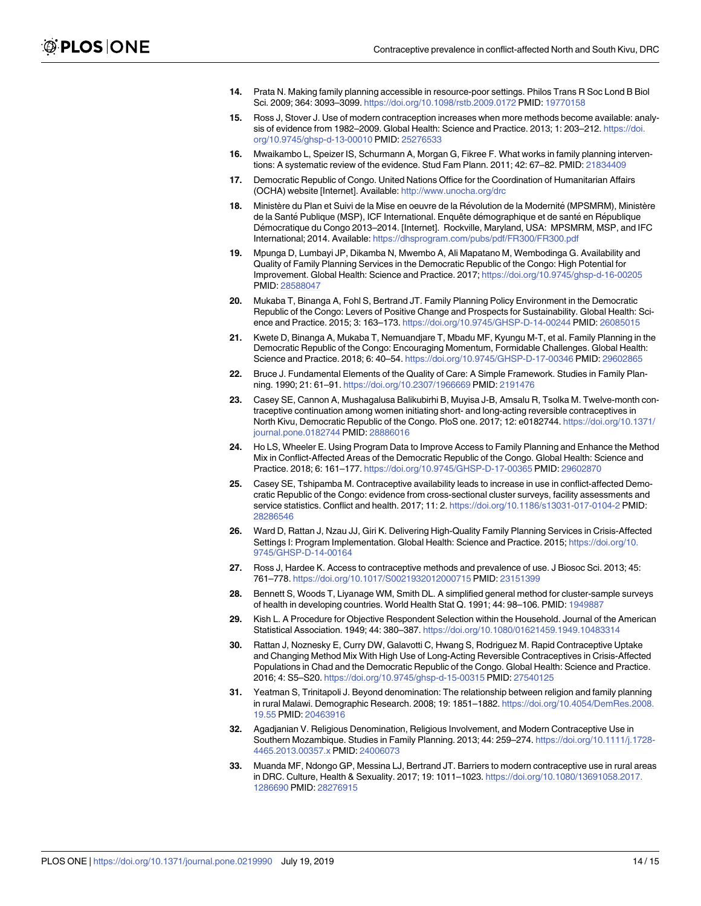14. Prata N. Making family planning accessible in resource-poor settings. Philos Trans R Soc Lond B Biol Sci. 2009; 364: 3093–3099. https://doi.org/10.1098/rstb.2009.0172 PMID: 19770158

15. Ross J, Stover J. Use of modern contraception increases when more methods become available: analysis of evidence from 1982–2009. Global Health: Science and Practice. 2013; 1: 203–212. https://doi.org/10.9745/ghsp-d-13-00010 PMID: 25276533

16. Mwaikambo L, Speizer IS, Schurmann A, Morgan G, Fikree F. What works in family planning interventions: A systematic review of the evidence. Stud Fam Plann. 2011; 42: 67–82. PMID: 21834409

17. Democratic Republic of Congo. United Nations Office for the Coordination of Humanitarian Affairs (OCHA) website [Internet]. Available: http://www.unocha.org/drc

18. Ministère du Plan et Suivi de la Mise en oeuvre de la Révolution de la Modernité (MPSMRM), Ministère de la Santé Publique (MSP), ICF International. Enquête démographique et de santé en République Démocratique du Congo 2013–2014. [Internet]. Rockville, Maryland, USA: MPSMRM, MSP, and IFC International; 2014. Available: https://dhsprogram.com/pubs/pdf/FR300/FR300.pdf

19. Mpunga D, Lumbayi JP, Dikamba N, Mwembo A, Ali Mapatano M, Wembodinga G. Availability and Quality of Family Planning Services in the Democratic Republic of the Congo: High Potential for Improvement. Global Health: Science and Practice. 2017; https://doi.org/10.9745/ghsp-d-16-00205 PMID: 28588047

20. Mukaba T, Binanga A, Fohl S, Bertrand JT. Family Planning Policy Environment in the Democratic Republic of the Congo: Levers of Positive Change and Prospects for Sustainability. Global Health: Science and Practice. 2015; 3: 163–173. https://doi.org/10.9745/GHSP-D-14-00244 PMID: 26085015

21. Kwete D, Binanga A, Mukaba T, Nemuandjare T, Mbadu MF, Kyungu M-T, et al. Family Planning in the Democratic Republic of the Congo: Encouraging Momentum, Formidable Challenges. Global Health: Science and Practice. 2018; 6: 40–54. https://doi.org/10.9745/GHSP-D-17-00346 PMID: 29602865

22. Bruce J. Fundamental Elements of the Quality of Care: A Simple Framework. Studies in Family Planning. 1990; 21: 61–91. https://doi.org/10.2307/1966669 PMID: 2191476

23. Casey SE, Cannon A, Mushagalusa Balikubirhi B, Muyisa J-B, Amsalu R, Tsolka M. Twelve-month contraceptive continuation among women initiating short- and long-acting reversible contraceptives in North Kivu, Democratic Republic of the Congo. PloS one. 2017; 12: e0182744. https://doi.org/10.1371/journal.pone.0182744 PMID: 28886016

24. Ho LS, Wheeler E. Using Program Data to Improve Access to Family Planning and Enhance the Method Mix in Conflict-Affected Areas of the Democratic Republic of the Congo. Global Health: Science and Practice. 2018; 6: 161–177. https://doi.org/10.9745/GHSP-D-17-00365 PMID: 29602870

25. Casey SE, Tshipamba M. Contraceptive availability leads to increase in use in conflict-affected Democratic Republic of the Congo: evidence from cross-sectional cluster surveys, facility assessments and service statistics. Conflict and health. 2017; 11: 2. https://doi.org/10.1186/s13031-017-0104-2 PMID: 28286546

26. Ward D, Rattan J, Nzau JJ, Giri K. Delivering High-Quality Family Planning Services in Crisis-Affected Settings I: Program Implementation. Global Health: Science and Practice. 2015; https://doi.org/10.9745/GHSP-D-14-00164

27. Ross J, Hardee K. Access to contraceptive methods and prevalence of use. J Biosoc Sci. 2013; 45: 761–778. https://doi.org/10.1017/S0021932012000715 PMID: 23151399

28. Bennett S, Woods T, Liyanage WM, Smith DL. A simplified general method for cluster-sample surveys of health in developing countries. World Health Stat Q. 1991; 44: 98–106. PMID: 1949887

29. Kish L. A Procedure for Objective Respondent Selection within the Household. Journal of the American Statistical Association. 1949; 44: 380–387. https://doi.org/10.1080/01621459.1949.10483314

30. Rattan J, Noznesky E, Curry DW, Galavotti C, Hwang S, Rodriguez M. Rapid Contraceptive Uptake and Changing Method Mix With High Use of Long-Acting Reversible Contraceptives in Crisis-Affected Populations in Chad and the Democratic Republic of the Congo. Global Health: Science and Practice. 2016; 4: S5–S20. https://doi.org/10.9745/ghsp-d-15-00315 PMID: 27540125

31. Yeatman S, Trinitapoli J. Beyond denomination: The relationship between religion and family planning in rural Malawi. Demographic Research. 2008; 19: 1851–1882. https://doi.org/10.4054/DemRes.2008.19.55 PMID: 20463916

32. Agadjanian V. Religious Denomination, Religious Involvement, and Modern Contraceptive Use in Southern Mozambique. Studies in Family Planning. 2013; 44: 259–274. https://doi.org/10.1111/j.1728-4465.2013.00357.x PMID: 24006073

33. Muanda MF, Ndongo GP, Messina LJ, Bertrand JT. Barriers to modern contraceptive use in rural areas in DRC. Culture, Health & Sexuality. 2017; 19: 1011–1023. https://doi.org/10.1080/13691058.2017.1286690 PMID: 28276915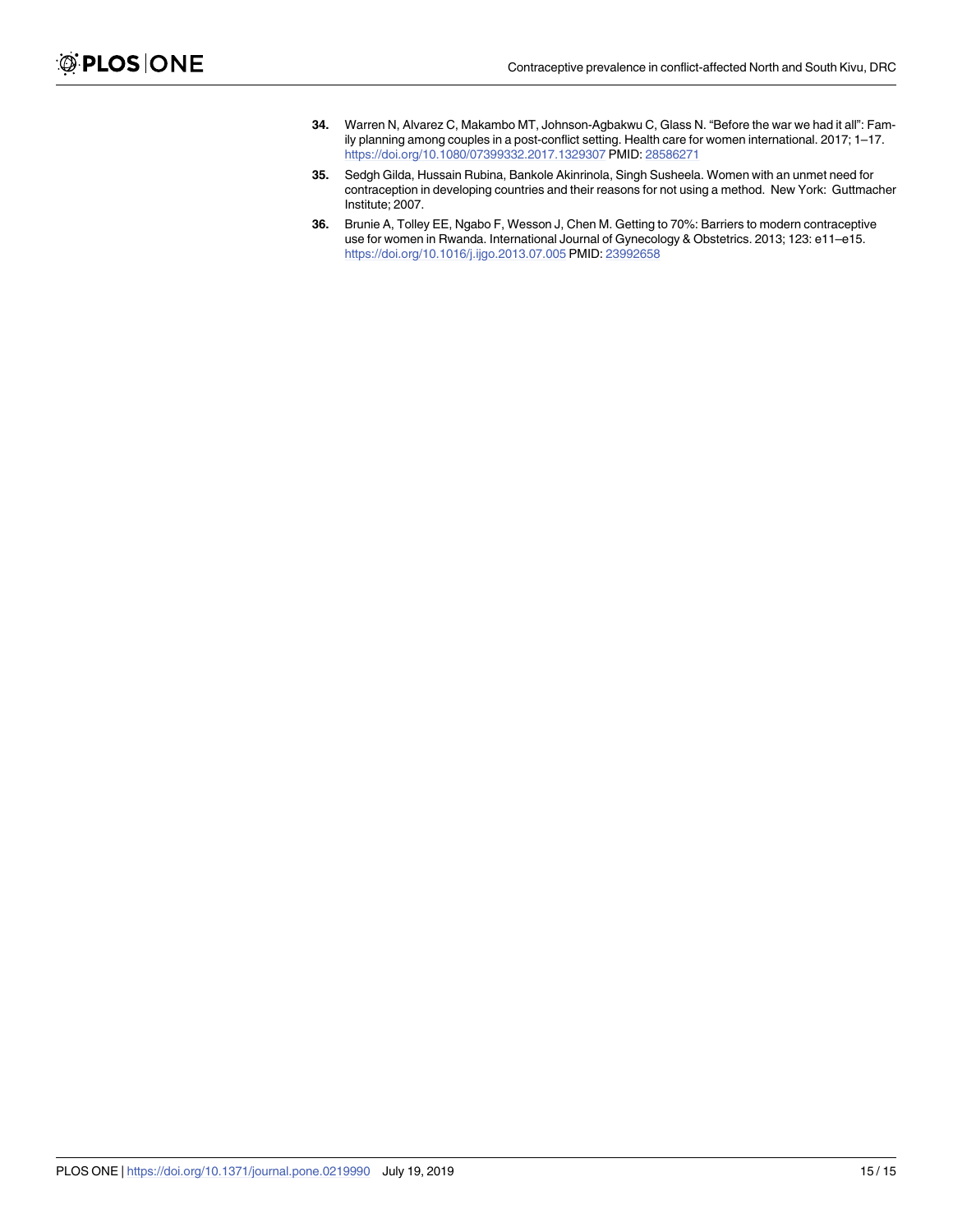34. Warren N, Alvarez C, Makambo MT, Johnson-Agbakwu C, Glass N. "Before the war we had it all": Family planning among couples in a post-conflict setting. Health care for women international. 2017; 1–17. https://doi.org/10.1080/07399332.2017.1329307 PMID: 28586271

35. Sedgh Gilda, Hussain Rubina, Bankole Akinrinola, Singh Susheela. Women with an unmet need for contraception in developing countries and their reasons for not using a method. New York: Guttmacher Institute; 2007.

36. Brunie A, Tolley EE, Ngabo F, Wesson J, Chen M. Getting to 70%: Barriers to modern contraceptive use for women in Rwanda. International Journal of Gynecology & Obstetrics. 2013; 123: e11–e15. https://doi.org/10.1016/j.ijgo.2013.07.005 PMID: 23992658